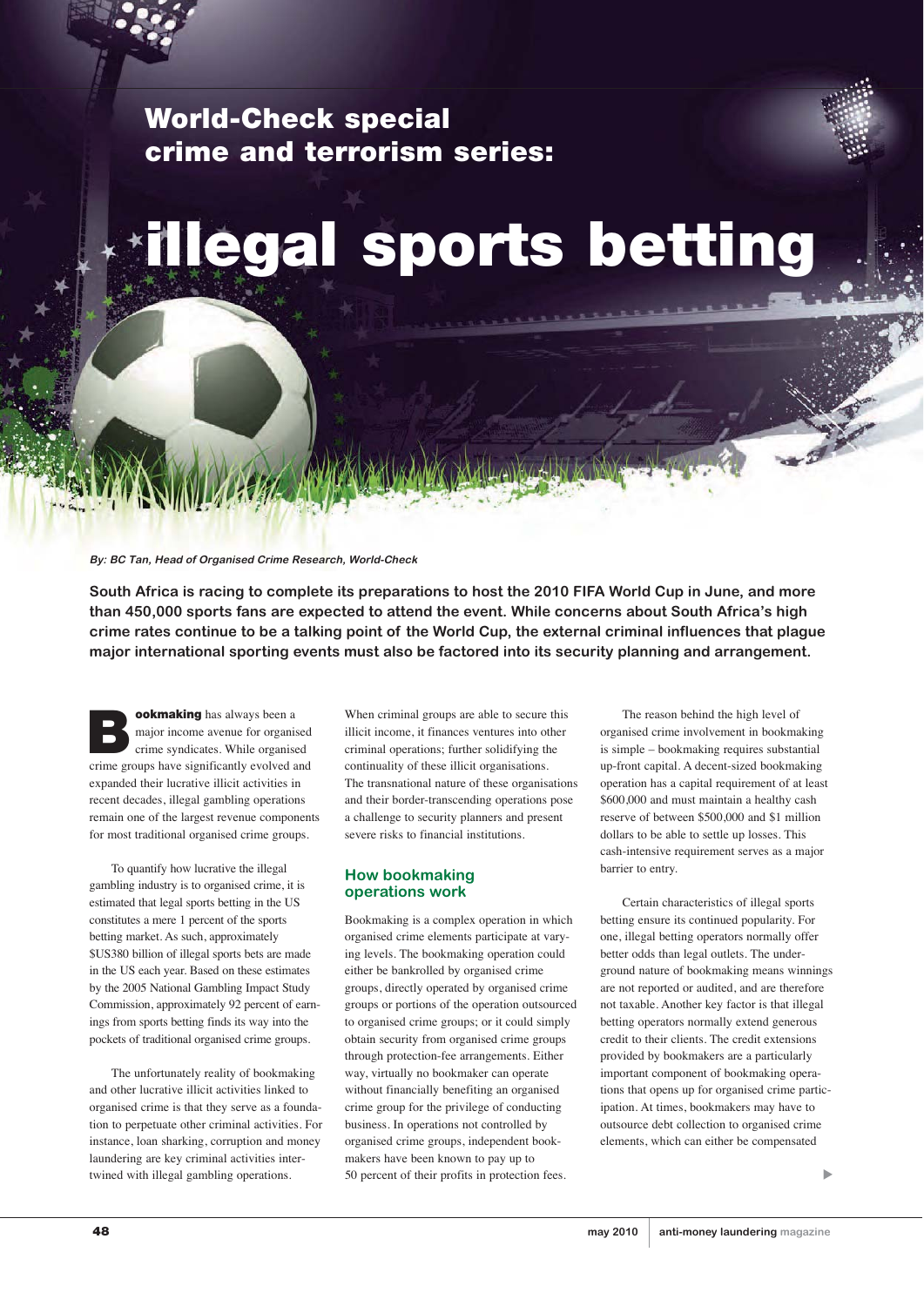# World-Check special crime and terrorism series: illegal sports betting

*By: BC Tan, Head of Organised Crime Research, World-Check*

**South Africa is racing to complete its preparations to host the 2010 FIFA World Cup in June, and more than 450,000 sports fans are expected to attend the event. While concerns about South Africa's high crime rates continue to be a talking point of the World Cup, the external criminal influences that plague major international sporting events must also be factored into its security planning and arrangement.**

**Bookmaking** has always been a major income avenue for organised crime syndicates. While organised crime groups have significantly evolved and expanded their lucrative illicit activities in recent decades, illegal gambling operations remain one of the largest revenue components for most traditional organised crime groups.

To quantify how lucrative the illegal gambling industry is to organised crime, it is estimated that legal sports betting in the US constitutes a mere 1 percent of the sports betting market. As such, approximately $US380 billion of illegal sports bets are made in the US each year. Based on these estimates by the 2005 National Gambling Impact Study Commission, approximately 92 percent of earnings from sports betting finds its way into the pockets of traditional organised crime groups.

The unfortunately reality of bookmaking and other lucrative illicit activities linked to organised crime is that they serve as a foundation to perpetuate other criminal activities. For instance, loan sharking, corruption and money laundering are key criminal activities intertwined with illegal gambling operations.

When criminal groups are able to secure this illicit income, it finances ventures into other criminal operations; further solidifying the continuity of these illicit organisations. The transnational nature of these organisations and their border-transcending operations pose a challenge to security planners and present severe risks to financial institutions.

## How bookmaking operations work

Bookmaking is a complex operation in which organised crime elements participate at varying levels. The bookmaking operation could either be bankrolled by organised crime groups, directly operated by organised crime groups or portions of the operation outsourced to organised crime groups; or it could simply obtain security from organised crime groups through protection-fee arrangements. Either way, virtually no bookmaker can operate without financially benefiting an organised crime group for the privilege of conducting business. In operations not controlled by organised crime groups, independent bookmakers have been known to pay up to 50 percent of their profits in protection fees.

The reason behind the high level of organised crime involvement in bookmaking is simple – bookmaking requires substantial up-front capital. A decent-sized bookmaking operation has a capital requirement of at least $600,000 and must maintain a healthy cash reserve of between $500,000 and $1 million dollars to be able to settle up losses. This cash-intensive requirement serves as a major barrier to entry.

Certain characteristics of illegal sports betting ensure its continued popularity. For one, illegal betting operators normally offer better odds than legal outlets. The underground nature of bookmaking means winnings are not reported or audited, and are therefore not taxable. Another key factor is that illegal betting operators normally extend generous credit to their clients. The credit extensions provided by bookmakers are a particularly important component of bookmaking operations that opens up for organised crime participation. At times, bookmakers may have to outsource debt collection to organised crime elements, which can either be compensated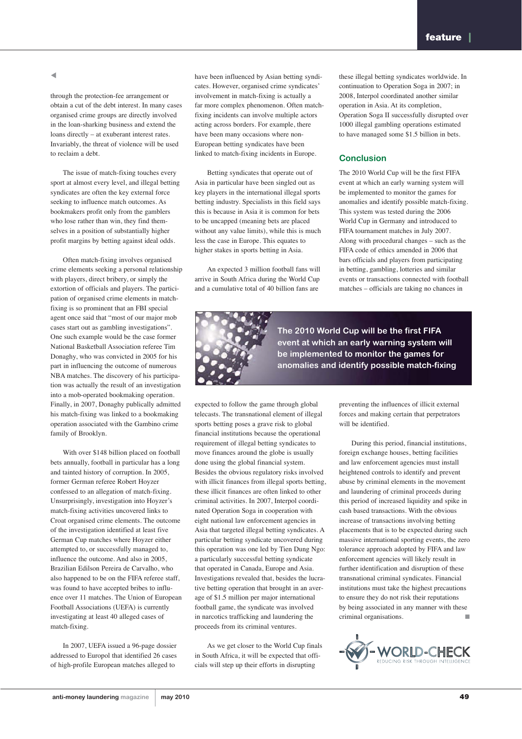through the protection-fee arrangement or obtain a cut of the debt interest. In many cases organised crime groups are directly involved in the loan-sharking business and extend the loans directly – at exuberant interest rates. Invariably, the threat of violence will be used to reclaim a debt.

The issue of match-fixing touches every sport at almost every level, and illegal betting syndicates are often the key external force seeking to influence match outcomes. As bookmakers profit only from the gamblers who lose rather than win, they find themselves in a position of substantially higher profit margins by betting against ideal odds.

Often match-fixing involves organised crime elements seeking a personal relationship with players, direct bribery, or simply the extortion of officials and players. The participation of organised crime elements in match-fixing is so prominent that an FBI special agent once said that "most of our major mob cases start out as gambling investigations". One such example would be the case former National Basketball Association referee Tim Donaghy, who was convicted in 2005 for his part in influencing the outcome of numerous NBA matches. The discovery of his participation was actually the result of an investigation into a mob-operated bookmaking operation. Finally, in 2007, Donaghy publically admitted his match-fixing was linked to a bookmaking operation associated with the Gambino crime family of Brooklyn.

With over $148 billion placed on football bets annually, football in particular has a long and tainted history of corruption. In 2005, former German referee Robert Hoyzer confessed to an allegation of match-fixing. Unsurprisingly, investigation into Hoyzer's match-fixing activities uncovered links to Croat organised crime elements. The outcome of the investigation identified at least five German Cup matches where Hoyzer either attempted to, or successfully managed to, influence the outcome. And also in 2005, Brazilian Edilson Pereira de Carvalho, who also happened to be on the FIFA referee staff, was found to have accepted bribes to influence over 11 matches. The Union of European Football Associations (UEFA) is currently investigating at least 40 alleged cases of match-fixing.

In 2007, UEFA issued a 96-page dossier addressed to Europol that identified 26 cases of high-profile European matches alleged to have been influenced by Asian betting syndicates. However, organised crime syndicates' involvement in match-fixing is actually a far more complex phenomenon. Often match-fixing incidents can involve multiple actors acting across borders. For example, there have been many occasions where non-European betting syndicates have been linked to match-fixing incidents in Europe.

Betting syndicates that operate out of Asia in particular have been singled out as key players in the international illegal sports betting industry. Specialists in this field says this is because in Asia it is common for bets to be uncapped (meaning bets are placed without any value limits), while this is much less the case in Europe. This equates to higher stakes in sports betting in Asia.

An expected 3 million football fans will arrive in South Africa during the World Cup and a cumulative total of 40 billion fans are expected to follow the game through global telecasts. The transnational element of illegal sports betting poses a grave risk to global financial institutions because the operational requirement of illegal betting syndicates to move finances around the globe is usually done using the global financial system. Besides the obvious regulatory risks involved with illicit finances from illegal sports betting, these illicit finances are often linked to other criminal activities. In 2007, Interpol coordinated Operation Soga in cooperation with eight national law enforcement agencies in Asia that targeted illegal betting syndicates. A particular betting syndicate uncovered during this operation was one led by Tien Dung Ngo: a particularly successful betting syndicate that operated in Canada, Europe and Asia. Investigations revealed that, besides the lucrative betting operation that brought in an average of $1.5 million per major international football game, the syndicate was involved in narcotics trafficking and laundering the proceeds from its criminal ventures.

As we get closer to the World Cup finals in South Africa, it will be expected that officials will step up their efforts in disrupting these illegal betting syndicates worldwide. In continuation to Operation Soga in 2007; in 2008, Interpol coordinated another similar operation in Asia. At its completion, Operation Soga II successfully disrupted over 1000 illegal gambling operations estimated to have managed some $1.5 billion in bets.

## Conclusion

The 2010 World Cup will be the first FIFA event at which an early warning system will be implemented to monitor the games for anomalies and identify possible match-fixing. This system was tested during the 2006 World Cup in Germany and introduced to FIFA tournament matches in July 2007. Along with procedural changes – such as the FIFA code of ethics amended in 2006 that bars officials and players from participating in betting, gambling, lotteries and similar events or transactions connected with football matches – officials are taking no chances in preventing the influences of illicit external forces and making certain that perpetrators will be identified.

**The 2010 World Cup will be the first FIFA event at which an early warning system will be implemented to monitor the games for anomalies and identify possible match-fixing**

During this period, financial institutions, foreign exchange houses, betting facilities and law enforcement agencies must install heightened controls to identify and prevent abuse by criminal elements in the movement and laundering of criminal proceeds during this period of increased liquidity and spike in cash based transactions. With the obvious increase of transactions involving betting placements that is to be expected during such massive international sporting events, the zero tolerance approach adopted by FIFA and law enforcement agencies will likely result in further identification and disruption of these transnational criminal syndicates. Financial institutions must take the highest precautions to ensure they do not risk their reputations by being associated in any manner with these criminal organisations. ■

WORLD-CHECK
REDUCING RISK THROUGH INTELLIGENCE